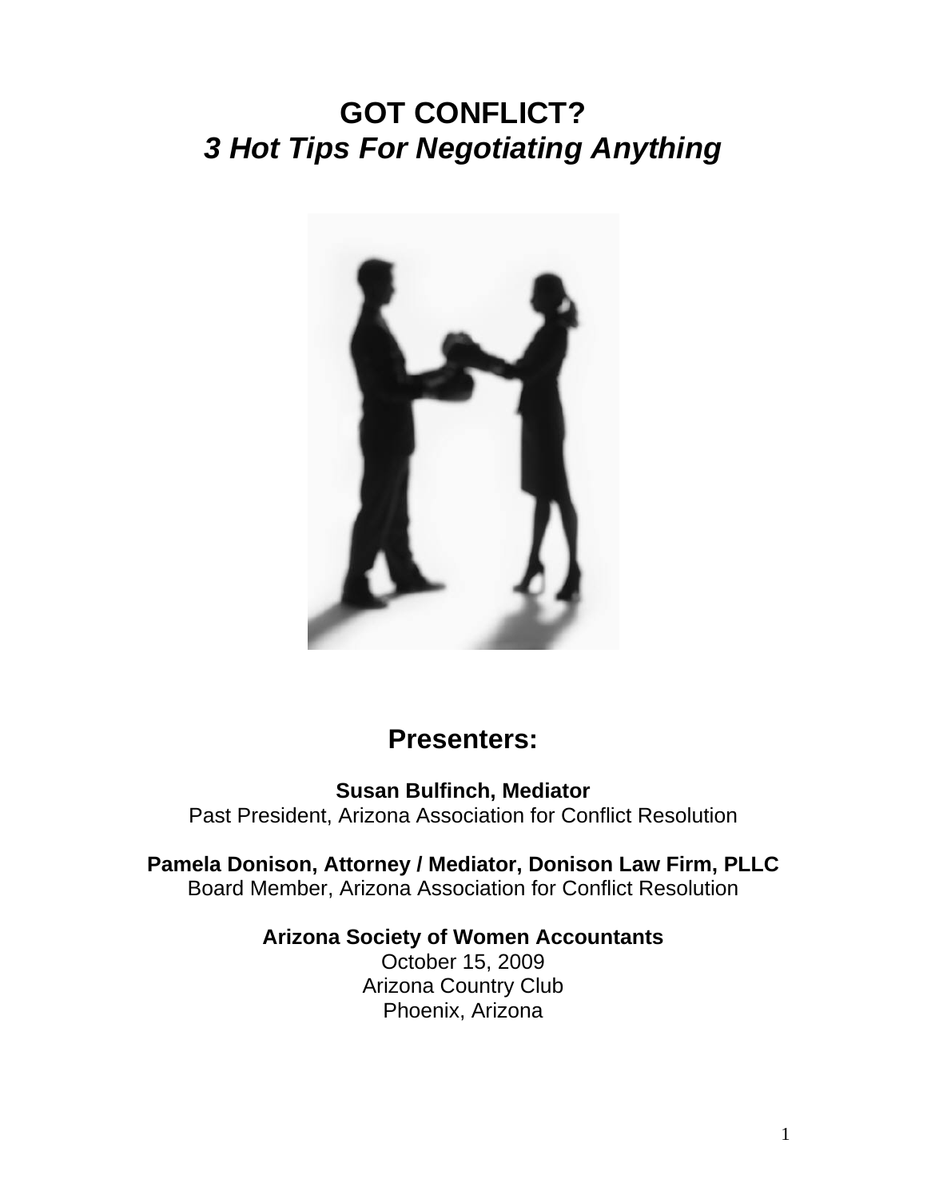# GOT CONFLICT?

## *3 Hot Tips For Negotiating Anything*

## Presenters:

**Susan Bulfinch, Mediator**
Past President, Arizona Association for Conflict Resolution

**Pamela Donison, Attorney / Mediator, Donison Law Firm, PLLC**
Board Member, Arizona Association for Conflict Resolution

**Arizona Society of Women Accountants**
October 15, 2009
Arizona Country Club
Phoenix, Arizona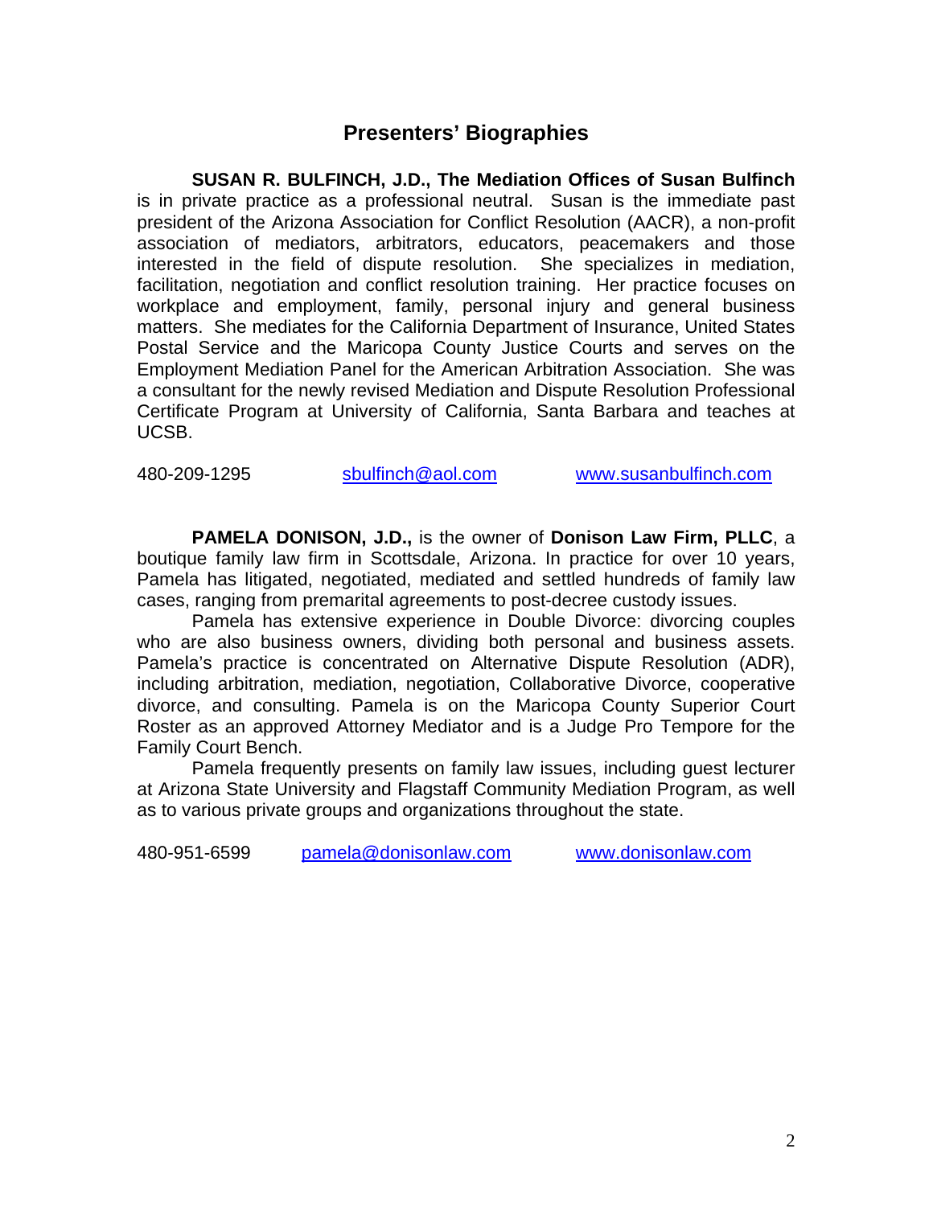## Presenters' Biographies

**SUSAN R. BULFINCH, J.D., The Mediation Offices of Susan Bulfinch** is in private practice as a professional neutral. Susan is the immediate past president of the Arizona Association for Conflict Resolution (AACR), a non-profit association of mediators, arbitrators, educators, peacemakers and those interested in the field of dispute resolution. She specializes in mediation, facilitation, negotiation and conflict resolution training. Her practice focuses on workplace and employment, family, personal injury and general business matters. She mediates for the California Department of Insurance, United States Postal Service and the Maricopa County Justice Courts and serves on the Employment Mediation Panel for the American Arbitration Association. She was a consultant for the newly revised Mediation and Dispute Resolution Professional Certificate Program at University of California, Santa Barbara and teaches at UCSB.

480-209-1295 sbulfinch@aol.com www.susanbulfinch.com

**PAMELA DONISON, J.D.,** is the owner of **Donison Law Firm, PLLC**, a boutique family law firm in Scottsdale, Arizona. In practice for over 10 years, Pamela has litigated, negotiated, mediated and settled hundreds of family law cases, ranging from premarital agreements to post-decree custody issues.

Pamela has extensive experience in Double Divorce: divorcing couples who are also business owners, dividing both personal and business assets. Pamela's practice is concentrated on Alternative Dispute Resolution (ADR), including arbitration, mediation, negotiation, Collaborative Divorce, cooperative divorce, and consulting. Pamela is on the Maricopa County Superior Court Roster as an approved Attorney Mediator and is a Judge Pro Tempore for the Family Court Bench.

Pamela frequently presents on family law issues, including guest lecturer at Arizona State University and Flagstaff Community Mediation Program, as well as to various private groups and organizations throughout the state.

480-951-6599 pamela@donisonlaw.com www.donisonlaw.com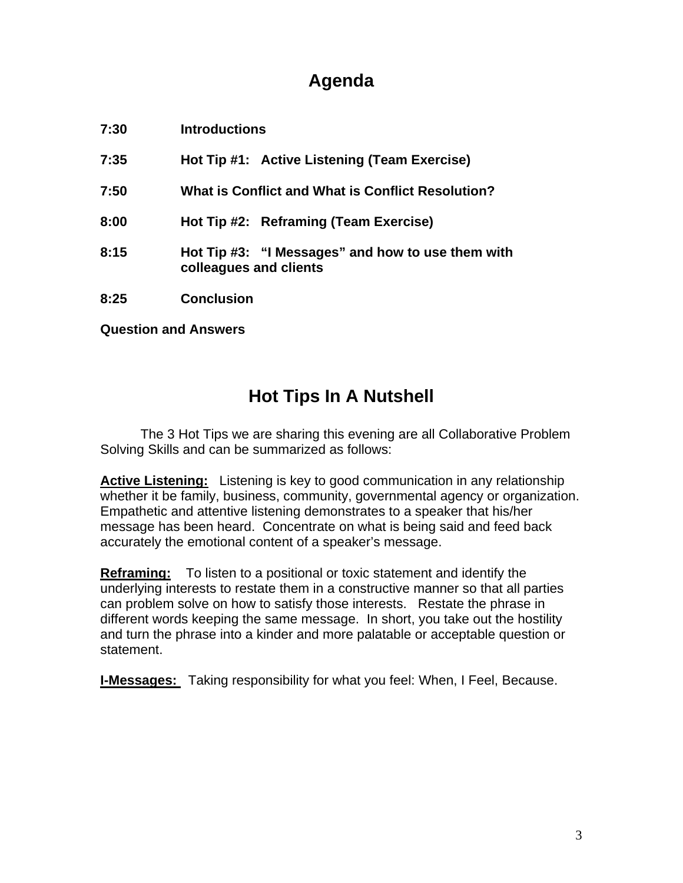# Agenda

**7:30** **Introductions**

**7:35** **Hot Tip #1: Active Listening (Team Exercise)**

**7:50** **What is Conflict and What is Conflict Resolution?**

**8:00** **Hot Tip #2: Reframing (Team Exercise)**

**8:15** **Hot Tip #3: "I Messages" and how to use them with colleagues and clients**

**8:25** **Conclusion**

**Question and Answers**

# Hot Tips In A Nutshell

The 3 Hot Tips we are sharing this evening are all Collaborative Problem Solving Skills and can be summarized as follows:

**Active Listening:** Listening is key to good communication in any relationship whether it be family, business, community, governmental agency or organization. Empathetic and attentive listening demonstrates to a speaker that his/her message has been heard. Concentrate on what is being said and feed back accurately the emotional content of a speaker's message.

**Reframing:** To listen to a positional or toxic statement and identify the underlying interests to restate them in a constructive manner so that all parties can problem solve on how to satisfy those interests. Restate the phrase in different words keeping the same message. In short, you take out the hostility and turn the phrase into a kinder and more palatable or acceptable question or statement.

**I-Messages:** Taking responsibility for what you feel: When, I Feel, Because.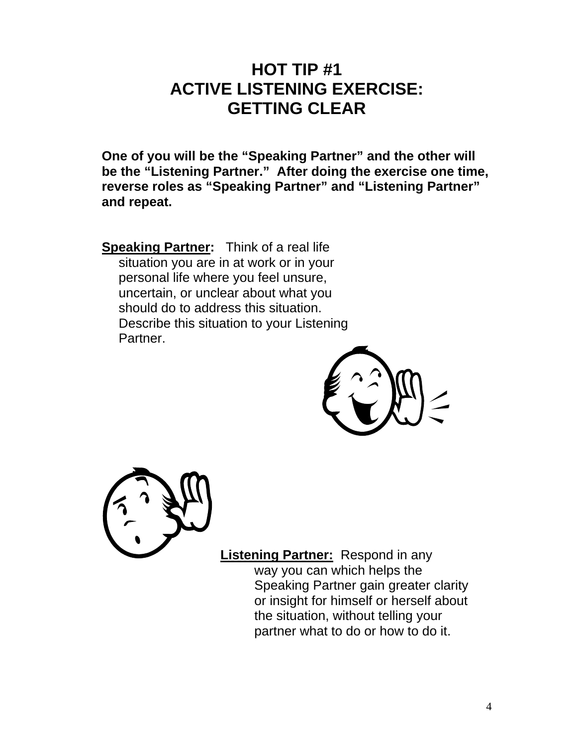# HOT TIP #1
# ACTIVE LISTENING EXERCISE:
# GETTING CLEAR

**One of you will be the "Speaking Partner" and the other will be the "Listening Partner." After doing the exercise one time, reverse roles as "Speaking Partner" and "Listening Partner" and repeat.**

**Speaking Partner:** Think of a real life situation you are in at work or in your personal life where you feel unsure, uncertain, or unclear about what you should do to address this situation. Describe this situation to your Listening Partner.

**Listening Partner:** Respond in any way you can which helps the Speaking Partner gain greater clarity or insight for himself or herself about the situation, without telling your partner what to do or how to do it.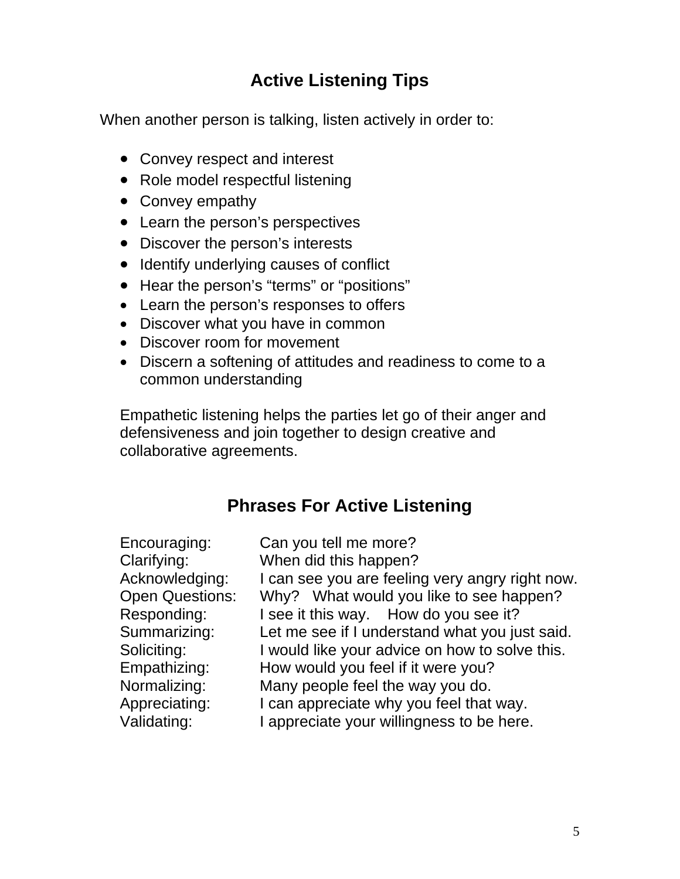## Active Listening Tips

When another person is talking, listen actively in order to:

- Convey respect and interest
- Role model respectful listening
- Convey empathy
- Learn the person’s perspectives
- Discover the person’s interests
- Identify underlying causes of conflict
- Hear the person’s “terms” or “positions”
- Learn the person’s responses to offers
- Discover what you have in common
- Discover room for movement
- Discern a softening of attitudes and readiness to come to a common understanding

Empathetic listening helps the parties let go of their anger and defensiveness and join together to design creative and collaborative agreements.

## Phrases For Active Listening

| | |
|---|---|
| Encouraging: | Can you tell me more? |
| Clarifying: | When did this happen? |
| Acknowledging: | I can see you are feeling very angry right now. |
| Open Questions: | Why?   What would you like to see happen? |
| Responding: | I see it this way.    How do you see it? |
| Summarizing: | Let me see if I understand what you just said. |
| Soliciting: | I would like your advice on how to solve this. |
| Empathizing: | How would you feel if it were you? |
| Normalizing: | Many people feel the way you do. |
| Appreciating: | I can appreciate why you feel that way. |
| Validating: | I appreciate your willingness to be here. |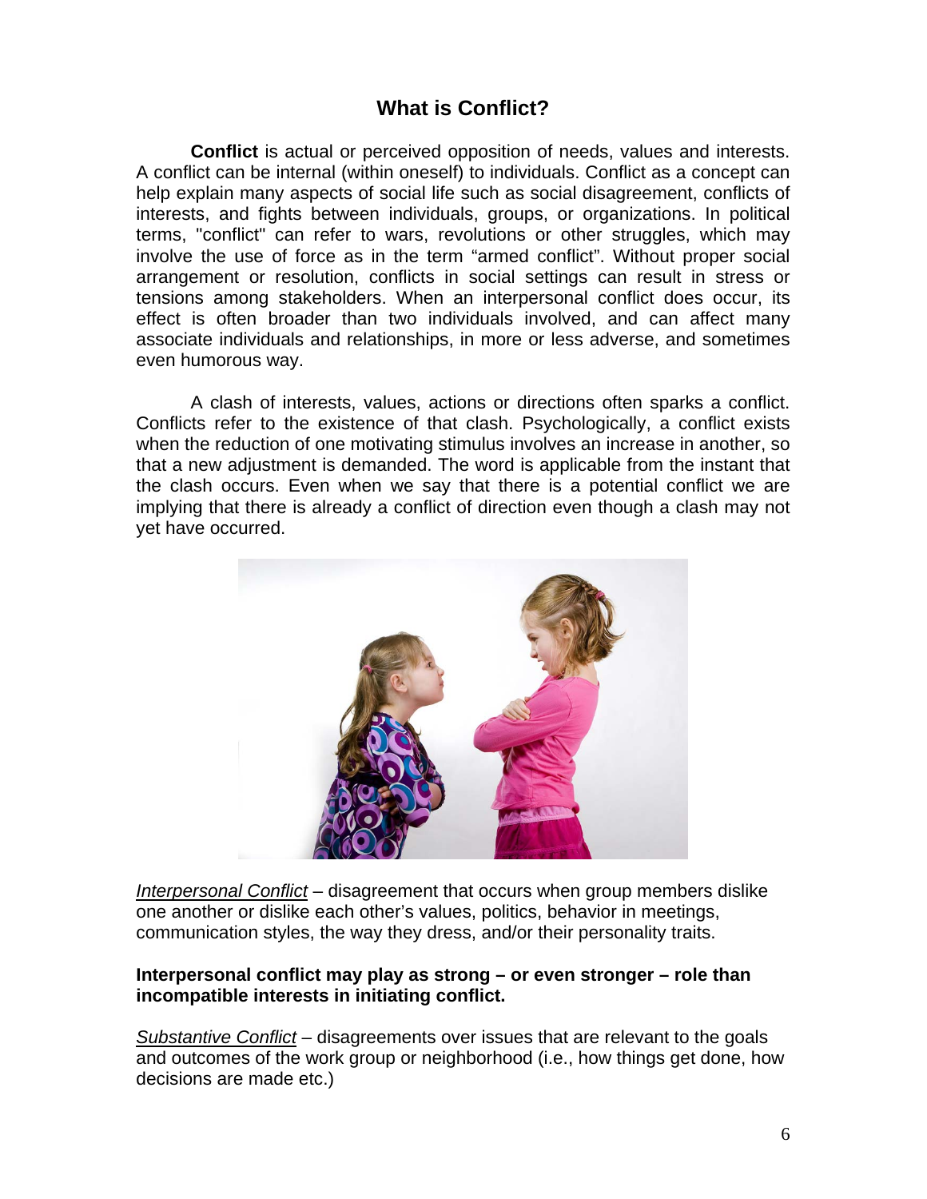# What is Conflict?

**Conflict** is actual or perceived opposition of needs, values and interests. A conflict can be internal (within oneself) to individuals. Conflict as a concept can help explain many aspects of social life such as social disagreement, conflicts of interests, and fights between individuals, groups, or organizations. In political terms, "conflict" can refer to wars, revolutions or other struggles, which may involve the use of force as in the term “armed conflict”. Without proper social arrangement or resolution, conflicts in social settings can result in stress or tensions among stakeholders. When an interpersonal conflict does occur, its effect is often broader than two individuals involved, and can affect many associate individuals and relationships, in more or less adverse, and sometimes even humorous way.

A clash of interests, values, actions or directions often sparks a conflict. Conflicts refer to the existence of that clash. Psychologically, a conflict exists when the reduction of one motivating stimulus involves an increase in another, so that a new adjustment is demanded. The word is applicable from the instant that the clash occurs. Even when we say that there is a potential conflict we are implying that there is already a conflict of direction even though a clash may not yet have occurred.

*Interpersonal Conflict* – disagreement that occurs when group members dislike one another or dislike each other’s values, politics, behavior in meetings, communication styles, the way they dress, and/or their personality traits.

**Interpersonal conflict may play as strong – or even stronger – role than incompatible interests in initiating conflict.**

*Substantive Conflict* – disagreements over issues that are relevant to the goals and outcomes of the work group or neighborhood (i.e., how things get done, how decisions are made etc.)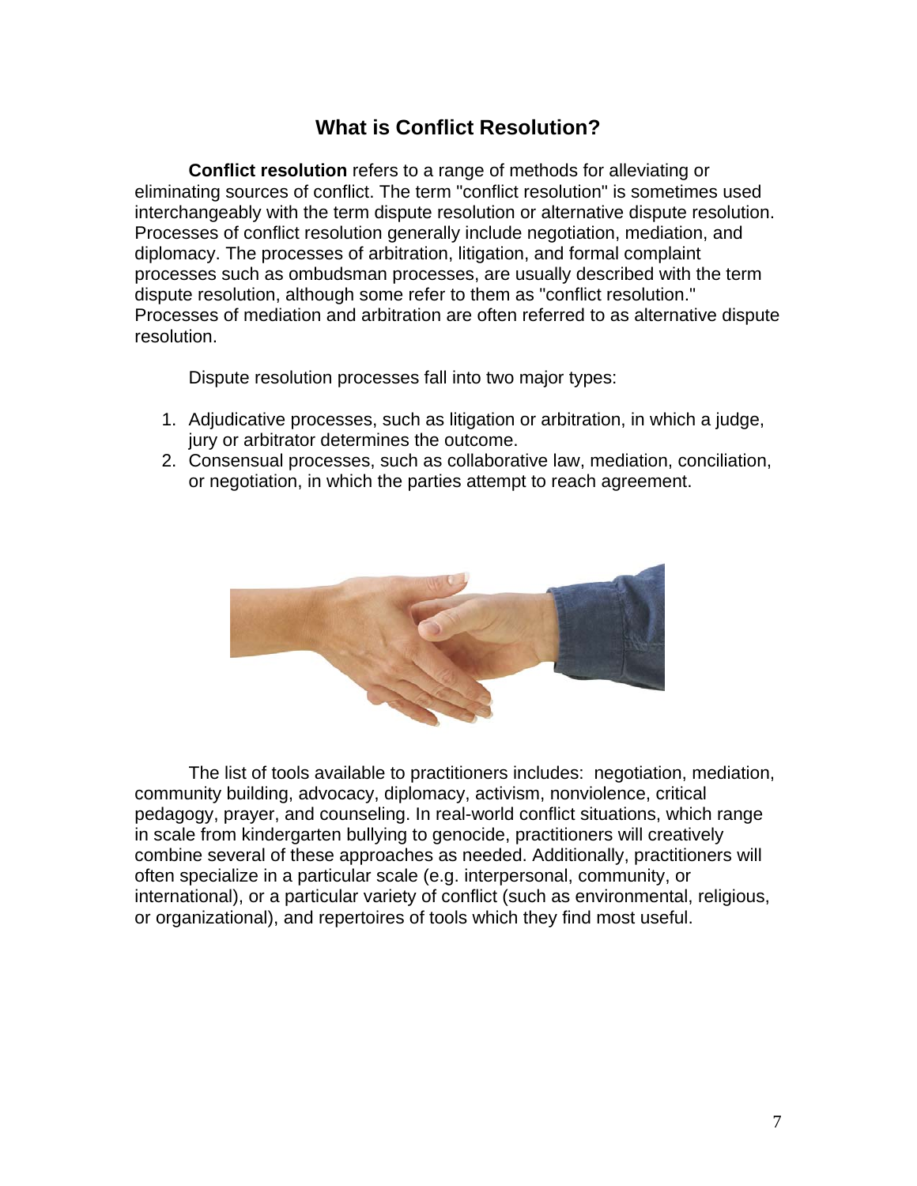## What is Conflict Resolution?

**Conflict resolution** refers to a range of methods for alleviating or eliminating sources of conflict. The term "conflict resolution" is sometimes used interchangeably with the term dispute resolution or alternative dispute resolution. Processes of conflict resolution generally include negotiation, mediation, and diplomacy. The processes of arbitration, litigation, and formal complaint processes such as ombudsman processes, are usually described with the term dispute resolution, although some refer to them as "conflict resolution." Processes of mediation and arbitration are often referred to as alternative dispute resolution.

Dispute resolution processes fall into two major types:

1. Adjudicative processes, such as litigation or arbitration, in which a judge, jury or arbitrator determines the outcome.
2. Consensual processes, such as collaborative law, mediation, conciliation, or negotiation, in which the parties attempt to reach agreement.

The list of tools available to practitioners includes: negotiation, mediation, community building, advocacy, diplomacy, activism, nonviolence, critical pedagogy, prayer, and counseling. In real-world conflict situations, which range in scale from kindergarten bullying to genocide, practitioners will creatively combine several of these approaches as needed. Additionally, practitioners will often specialize in a particular scale (e.g. interpersonal, community, or international), or a particular variety of conflict (such as environmental, religious, or organizational), and repertoires of tools which they find most useful.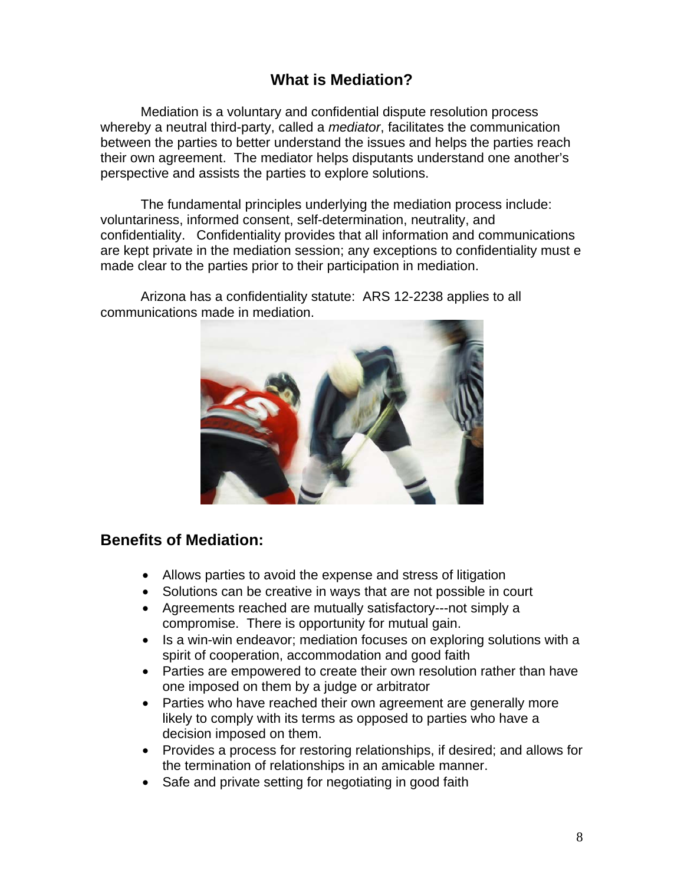# What is Mediation?

Mediation is a voluntary and confidential dispute resolution process whereby a neutral third-party, called a *mediator*, facilitates the communication between the parties to better understand the issues and helps the parties reach their own agreement. The mediator helps disputants understand one another's perspective and assists the parties to explore solutions.

The fundamental principles underlying the mediation process include: voluntariness, informed consent, self-determination, neutrality, and confidentiality. Confidentiality provides that all information and communications are kept private in the mediation session; any exceptions to confidentiality must e made clear to the parties prior to their participation in mediation.

Arizona has a confidentiality statute: ARS 12-2238 applies to all communications made in mediation.

## Benefits of Mediation:

- Allows parties to avoid the expense and stress of litigation
- Solutions can be creative in ways that are not possible in court
- Agreements reached are mutually satisfactory---not simply a compromise. There is opportunity for mutual gain.
- Is a win-win endeavor; mediation focuses on exploring solutions with a spirit of cooperation, accommodation and good faith
- Parties are empowered to create their own resolution rather than have one imposed on them by a judge or arbitrator
- Parties who have reached their own agreement are generally more likely to comply with its terms as opposed to parties who have a decision imposed on them.
- Provides a process for restoring relationships, if desired; and allows for the termination of relationships in an amicable manner.
- Safe and private setting for negotiating in good faith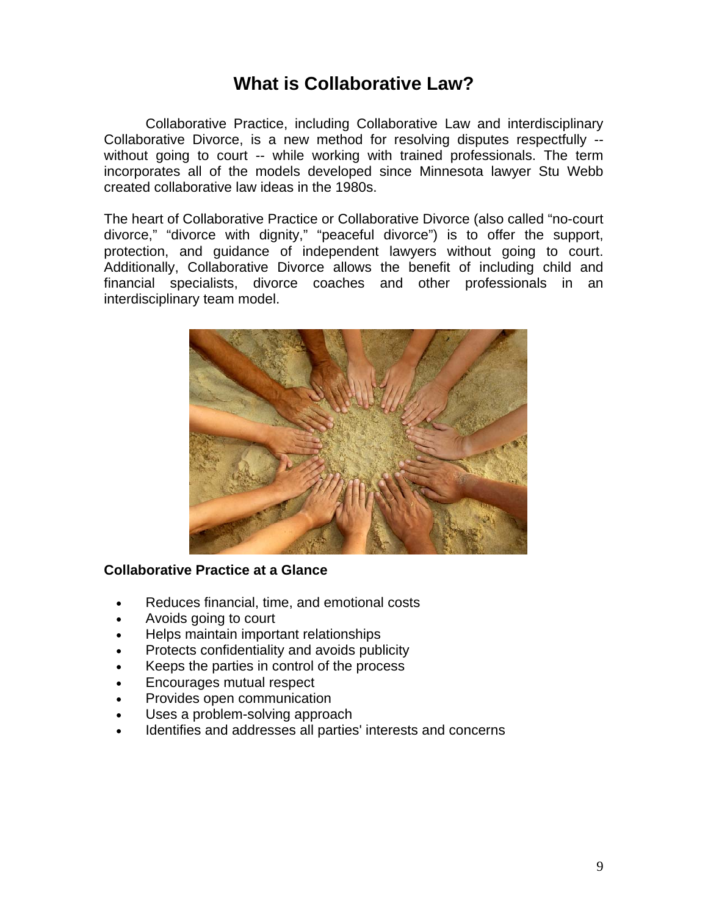# What is Collaborative Law?

Collaborative Practice, including Collaborative Law and interdisciplinary Collaborative Divorce, is a new method for resolving disputes respectfully -- without going to court -- while working with trained professionals. The term incorporates all of the models developed since Minnesota lawyer Stu Webb created collaborative law ideas in the 1980s.

The heart of Collaborative Practice or Collaborative Divorce (also called "no-court divorce," "divorce with dignity," "peaceful divorce") is to offer the support, protection, and guidance of independent lawyers without going to court. Additionally, Collaborative Divorce allows the benefit of including child and financial specialists, divorce coaches and other professionals in an interdisciplinary team model.

**Collaborative Practice at a Glance**

- Reduces financial, time, and emotional costs
- Avoids going to court
- Helps maintain important relationships
- Protects confidentiality and avoids publicity
- Keeps the parties in control of the process
- Encourages mutual respect
- Provides open communication
- Uses a problem-solving approach
- Identifies and addresses all parties' interests and concerns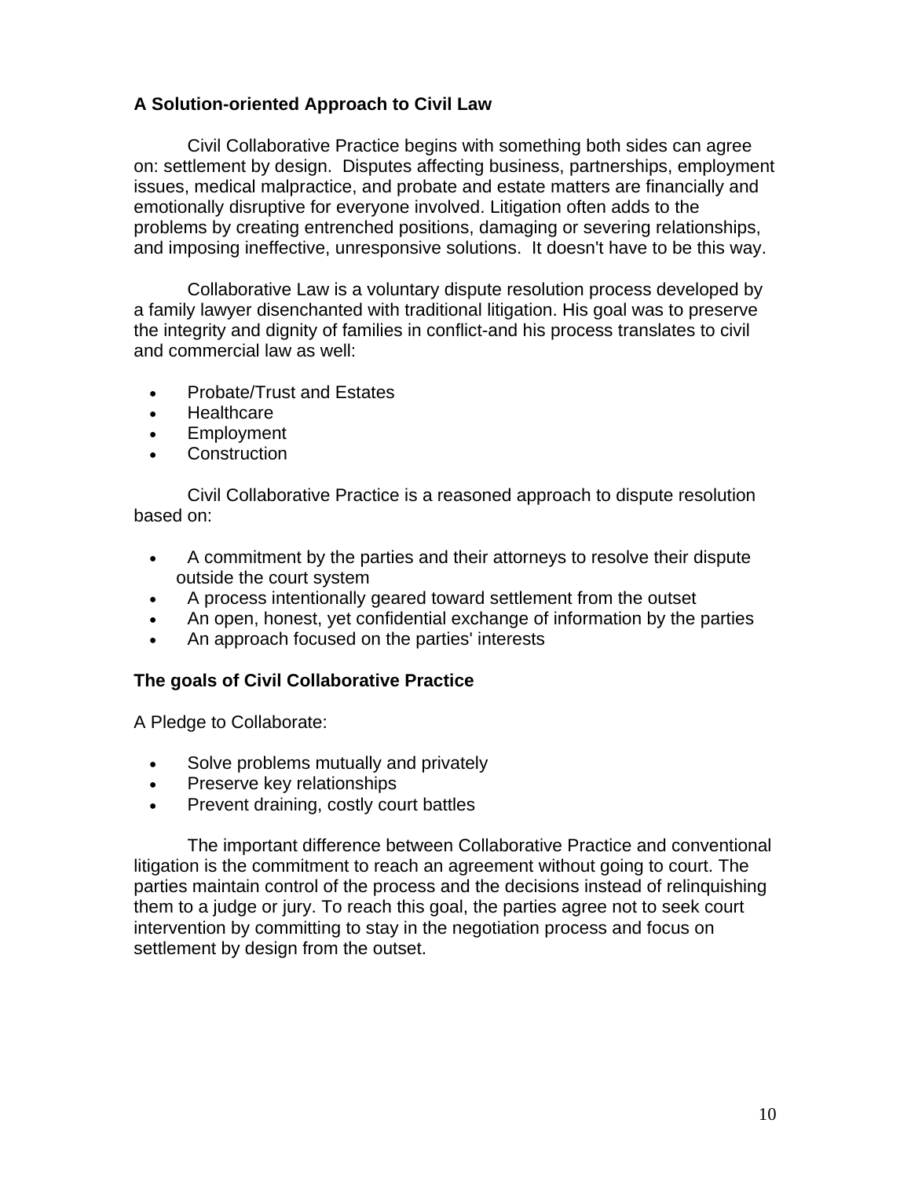**A Solution-oriented Approach to Civil Law**

Civil Collaborative Practice begins with something both sides can agree on: settlement by design. Disputes affecting business, partnerships, employment issues, medical malpractice, and probate and estate matters are financially and emotionally disruptive for everyone involved. Litigation often adds to the problems by creating entrenched positions, damaging or severing relationships, and imposing ineffective, unresponsive solutions. It doesn't have to be this way.

Collaborative Law is a voluntary dispute resolution process developed by a family lawyer disenchanted with traditional litigation. His goal was to preserve the integrity and dignity of families in conflict-and his process translates to civil and commercial law as well:

- Probate/Trust and Estates
- Healthcare
- Employment
- Construction

Civil Collaborative Practice is a reasoned approach to dispute resolution based on:

- A commitment by the parties and their attorneys to resolve their dispute outside the court system
- A process intentionally geared toward settlement from the outset
- An open, honest, yet confidential exchange of information by the parties
- An approach focused on the parties' interests

**The goals of Civil Collaborative Practice**

A Pledge to Collaborate:

- Solve problems mutually and privately
- Preserve key relationships
- Prevent draining, costly court battles

The important difference between Collaborative Practice and conventional litigation is the commitment to reach an agreement without going to court. The parties maintain control of the process and the decisions instead of relinquishing them to a judge or jury. To reach this goal, the parties agree not to seek court intervention by committing to stay in the negotiation process and focus on settlement by design from the outset.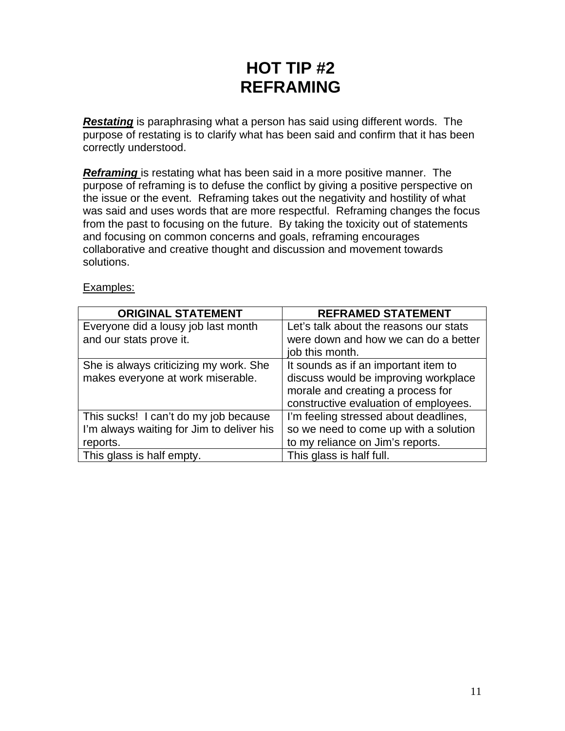# HOT TIP #2
# REFRAMING

***Restating*** is paraphrasing what a person has said using different words. The purpose of restating is to clarify what has been said and confirm that it has been correctly understood.

***Reframing*** is restating what has been said in a more positive manner. The purpose of reframing is to defuse the conflict by giving a positive perspective on the issue or the event. Reframing takes out the negativity and hostility of what was said and uses words that are more respectful. Reframing changes the focus from the past to focusing on the future. By taking the toxicity out of statements and focusing on common concerns and goals, reframing encourages collaborative and creative thought and discussion and movement towards solutions.

Examples:

| ORIGINAL STATEMENT | REFRAMED STATEMENT |
| --- | --- |
| Everyone did a lousy job last month and our stats prove it. | Let's talk about the reasons our stats were down and how we can do a better job this month. |
| She is always criticizing my work. She makes everyone at work miserable. | It sounds as if an important item to discuss would be improving workplace morale and creating a process for constructive evaluation of employees. |
| This sucks! I can't do my job because I'm always waiting for Jim to deliver his reports. | I'm feeling stressed about deadlines, so we need to come up with a solution to my reliance on Jim's reports. |
| This glass is half empty. | This glass is half full. |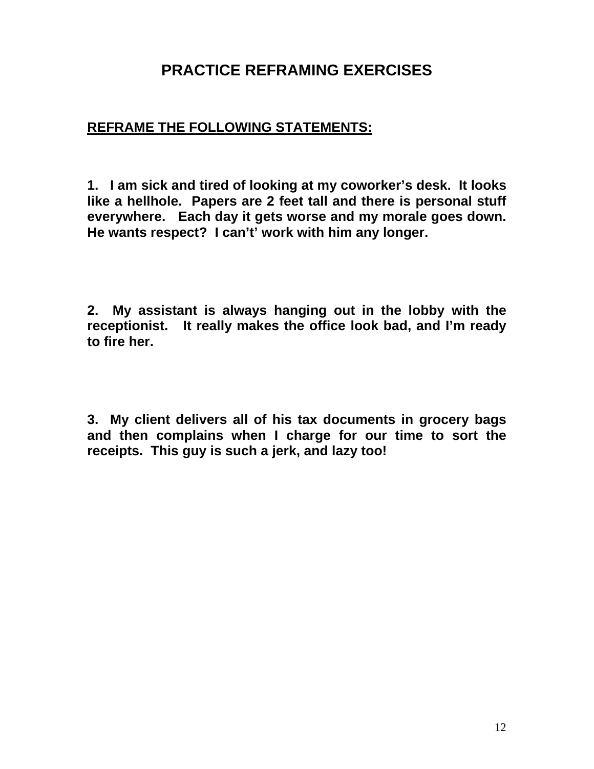# PRACTICE REFRAMING EXERCISES

**REFRAME THE FOLLOWING STATEMENTS:**

**1. I am sick and tired of looking at my coworker's desk. It looks like a hellhole. Papers are 2 feet tall and there is personal stuff everywhere. Each day it gets worse and my morale goes down. He wants respect? I can't' work with him any longer.**

**2. My assistant is always hanging out in the lobby with the receptionist. It really makes the office look bad, and I'm ready to fire her.**

**3. My client delivers all of his tax documents in grocery bags and then complains when I charge for our time to sort the receipts. This guy is such a jerk, and lazy too!**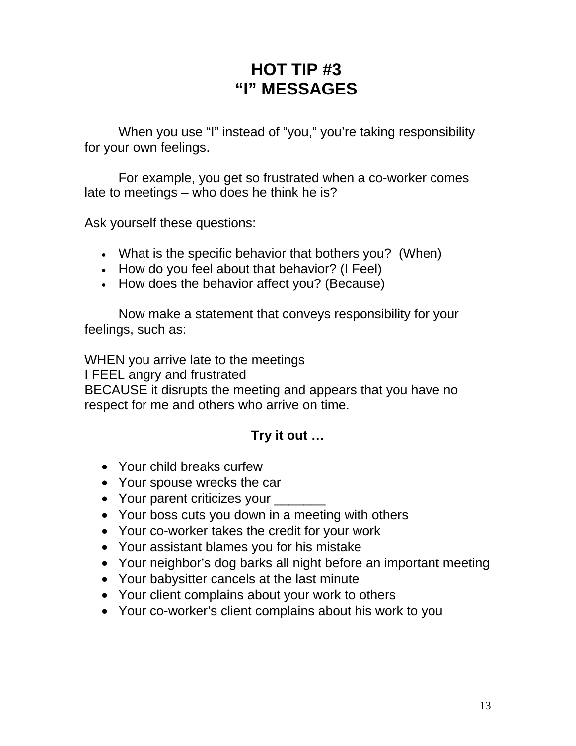# HOT TIP #3
# "I" MESSAGES

When you use "I" instead of "you," you're taking responsibility for your own feelings.

For example, you get so frustrated when a co-worker comes late to meetings – who does he think he is?

Ask yourself these questions:

- What is the specific behavior that bothers you? (When)
- How do you feel about that behavior? (I Feel)
- How does the behavior affect you? (Because)

Now make a statement that conveys responsibility for your feelings, such as:

WHEN you arrive late to the meetings
I FEEL angry and frustrated
BECAUSE it disrupts the meeting and appears that you have no respect for me and others who arrive on time.

**Try it out …**

- Your child breaks curfew
- Your spouse wrecks the car
- Your parent criticizes your _______
- Your boss cuts you down in a meeting with others
- Your co-worker takes the credit for your work
- Your assistant blames you for his mistake
- Your neighbor's dog barks all night before an important meeting
- Your babysitter cancels at the last minute
- Your client complains about your work to others
- Your co-worker's client complains about his work to you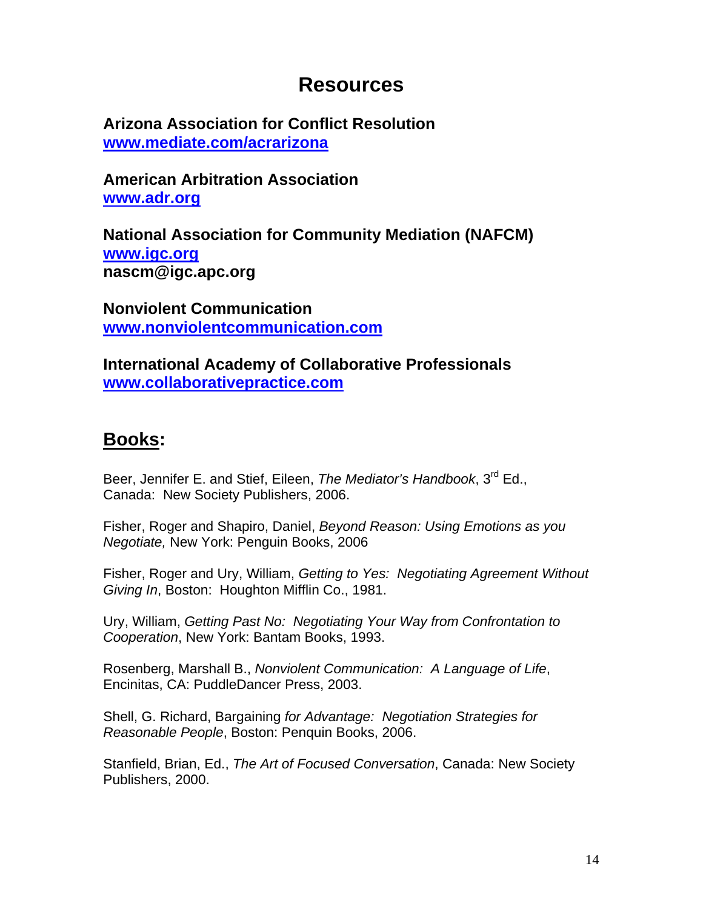# Resources

**Arizona Association for Conflict Resolution**
**[www.mediate.com/acrarizona](http://www.mediate.com/acrarizona)**

**American Arbitration Association**
**[www.adr.org](http://www.adr.org)**

**National Association for Community Mediation (NAFCM)**
**[www.igc.org](http://www.igc.org)**
**nascm@igc.apc.org**

**Nonviolent Communication**
**[www.nonviolentcommunication.com](http://www.nonviolentcommunication.com)**

**International Academy of Collaborative Professionals**
**[www.collaborativepractice.com](http://www.collaborativepractice.com)**

## Books:

Beer, Jennifer E. and Stief, Eileen, *The Mediator's Handbook*, 3rd Ed., Canada: New Society Publishers, 2006.

Fisher, Roger and Shapiro, Daniel, *Beyond Reason: Using Emotions as you Negotiate,* New York: Penguin Books, 2006

Fisher, Roger and Ury, William, *Getting to Yes: Negotiating Agreement Without Giving In*, Boston: Houghton Mifflin Co., 1981.

Ury, William, *Getting Past No: Negotiating Your Way from Confrontation to Cooperation*, New York: Bantam Books, 1993.

Rosenberg, Marshall B., *Nonviolent Communication: A Language of Life*, Encinitas, CA: PuddleDancer Press, 2003.

Shell, G. Richard, Bargaining *for Advantage: Negotiation Strategies for Reasonable People*, Boston: Penquin Books, 2006.

Stanfield, Brian, Ed., *The Art of Focused Conversation*, Canada: New Society Publishers, 2000.